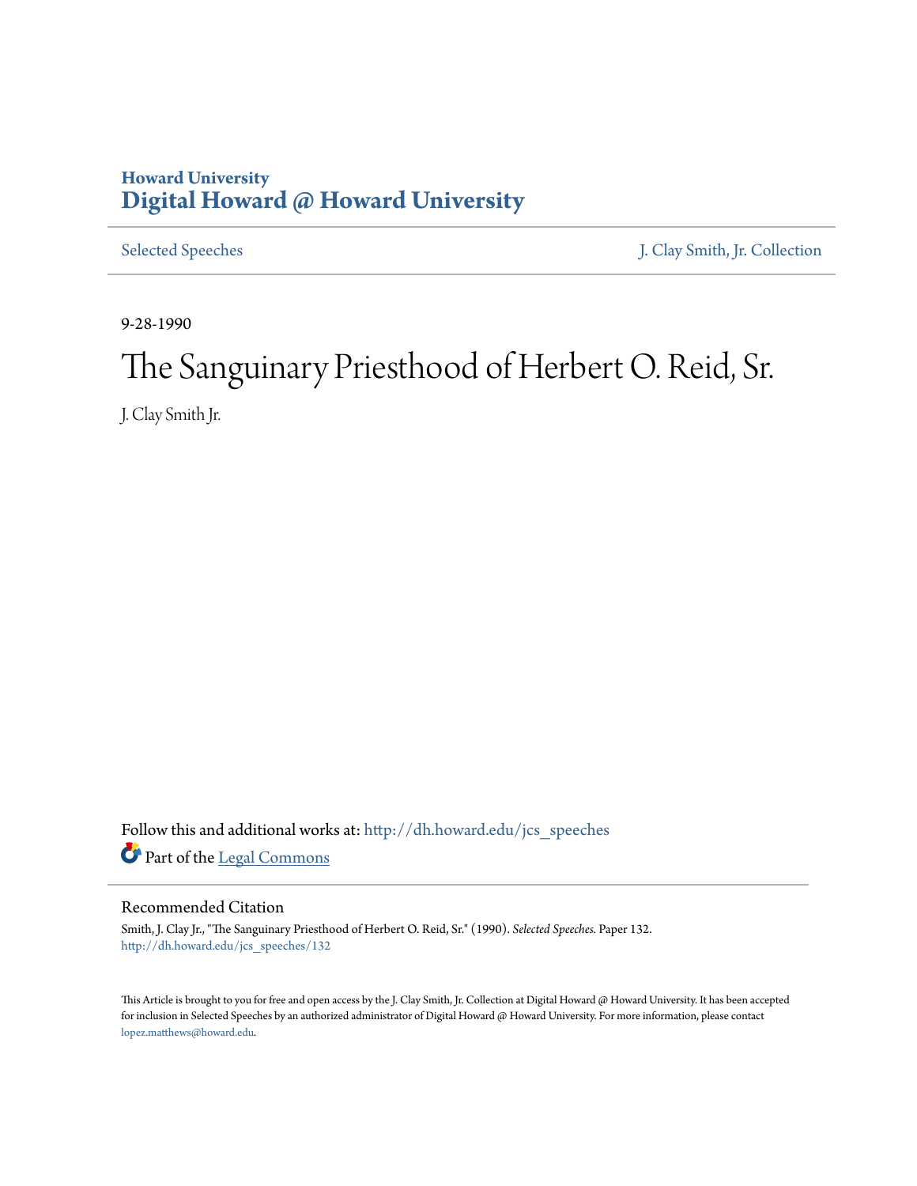Howard University
# Digital Howard @ Howard University

Selected Speeches | J. Clay Smith, Jr. Collection

9-28-1990

# The Sanguinary Priesthood of Herbert O. Reid, Sr.

J. Clay Smith Jr.

Follow this and additional works at: http://dh.howard.edu/jcs_speeches

Part of the Legal Commons

## Recommended Citation

Smith, J. Clay Jr., "The Sanguinary Priesthood of Herbert O. Reid, Sr." (1990). *Selected Speeches.* Paper 132.
http://dh.howard.edu/jcs_speeches/132

This Article is brought to you for free and open access by the J. Clay Smith, Jr. Collection at Digital Howard @ Howard University. It has been accepted for inclusion in Selected Speeches by an authorized administrator of Digital Howard @ Howard University. For more information, please contact lopez.matthews@howard.edu.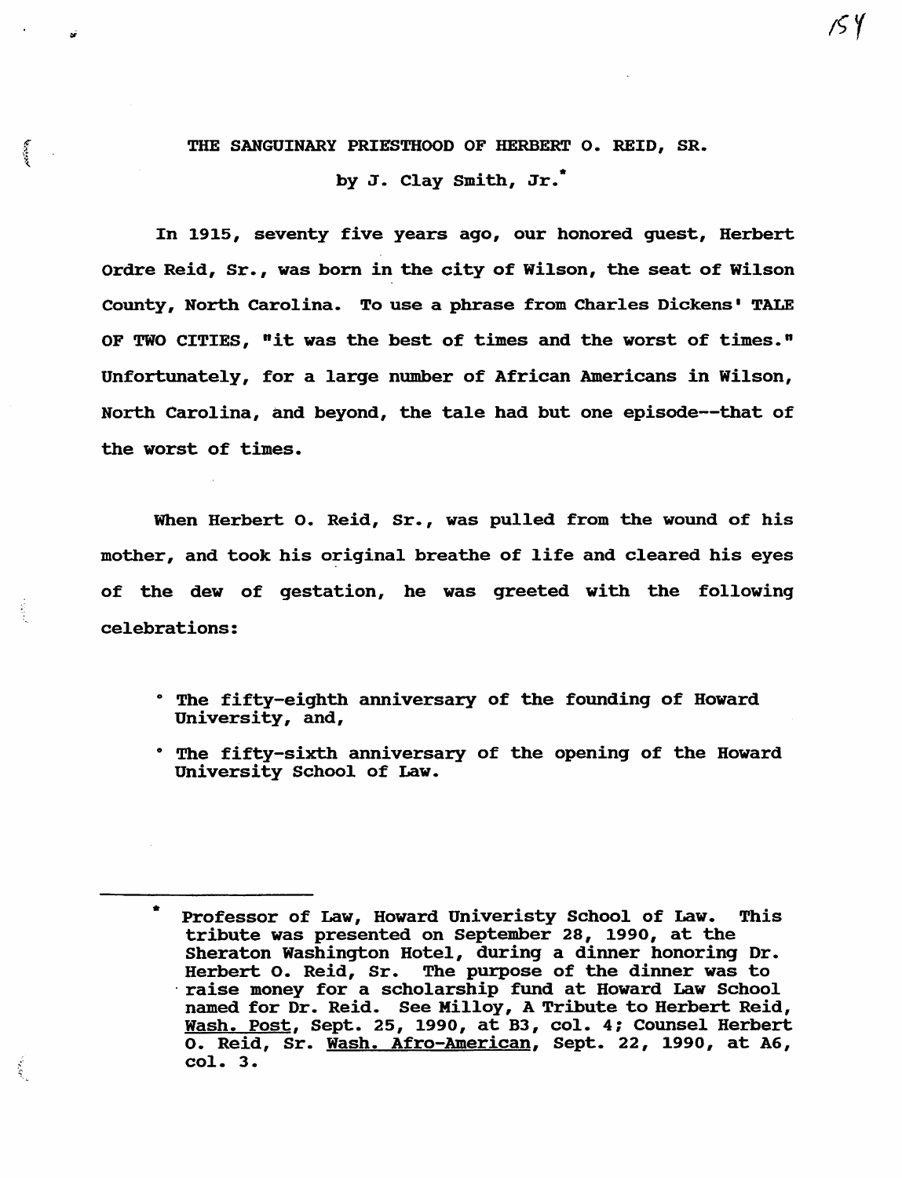# THE SANGUINARY PRIESTHOOD OF HERBERT O. REID, SR.

by J. Clay Smith, Jr.*

In 1915, seventy five years ago, our honored guest, Herbert Ordre Reid, Sr., was born in the city of Wilson, the seat of Wilson County, North Carolina. To use a phrase from Charles Dickens' TALE OF TWO CITIES, "it was the best of times and the worst of times." Unfortunately, for a large number of African Americans in Wilson, North Carolina, and beyond, the tale had but one episode--that of the worst of times.

When Herbert O. Reid, Sr., was pulled from the wound of his mother, and took his original breathe of life and cleared his eyes of the dew of gestation, he was greeted with the following celebrations:

- The fifty-eighth anniversary of the founding of Howard University, and,
- The fifty-sixth anniversary of the opening of the Howard University School of Law.

---

\* Professor of Law, Howard Univeristy School of Law. This tribute was presented on September 28, 1990, at the Sheraton Washington Hotel, during a dinner honoring Dr. Herbert O. Reid, Sr. The purpose of the dinner was to raise money for a scholarship fund at Howard Law School named for Dr. Reid. See Milloy, A Tribute to Herbert Reid, Wash. Post, Sept. 25, 1990, at B3, col. 4; Counsel Herbert O. Reid, Sr. Wash. Afro-American, Sept. 22, 1990, at A6, col. 3.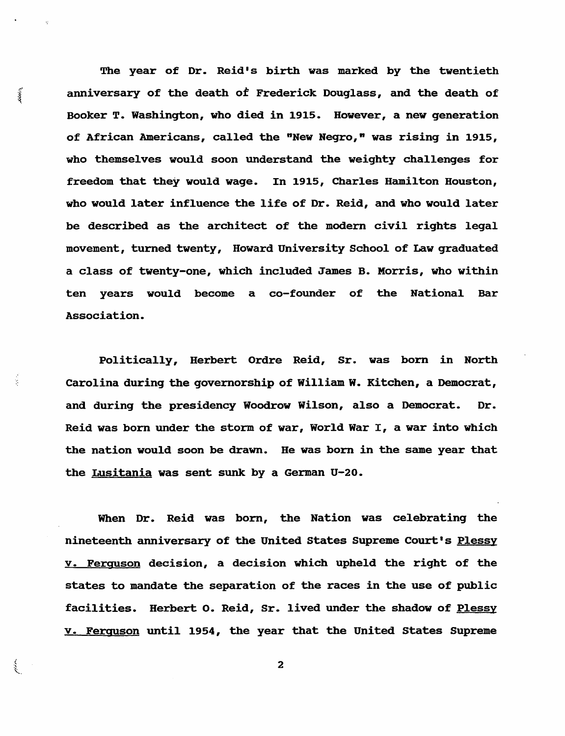The year of Dr. Reid's birth was marked by the twentieth anniversary of the death of Frederick Douglass, and the death of Booker T. Washington, who died in 1915. However, a new generation of African Americans, called the "New Negro," was rising in 1915, who themselves would soon understand the weighty challenges for freedom that they would wage. In 1915, Charles Hamilton Houston, who would later influence the life of Dr. Reid, and who would later be described as the architect of the modern civil rights legal movement, turned twenty, Howard University School of Law graduated a class of twenty-one, which included James B. Morris, who within ten years would become a co-founder of the National Bar Association.

Politically, Herbert Ordre Reid, Sr. was born in North Carolina during the governorship of William W. Kitchen, a Democrat, and during the presidency Woodrow Wilson, also a Democrat. Dr. Reid was born under the storm of war, World War I, a war into which the nation would soon be drawn. He was born in the same year that the _Lusitania_ was sent sunk by a German U-20.

When Dr. Reid was born, the Nation was celebrating the nineteenth anniversary of the United States Supreme Court's _Plessy v. Ferguson_ decision, a decision which upheld the right of the states to mandate the separation of the races in the use of public facilities. Herbert O. Reid, Sr. lived under the shadow of _Plessy v. Ferguson_ until 1954, the year that the United States Supreme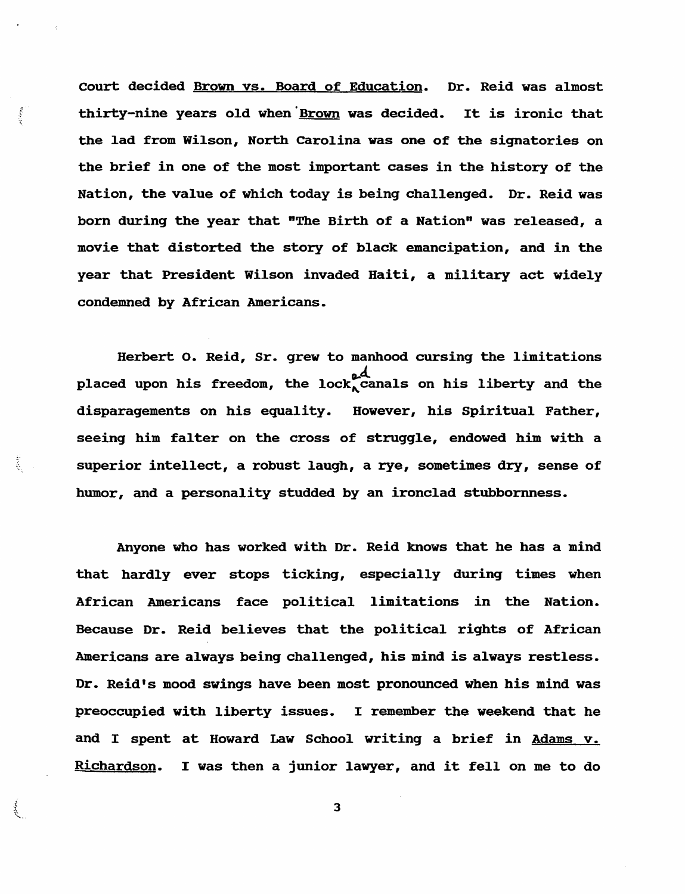Court decided Brown vs. Board of Education. Dr. Reid was almost thirty-nine years old when Brown was decided. It is ironic that the lad from Wilson, North Carolina was one of the signatories on the brief in one of the most important cases in the history of the Nation, the value of which today is being challenged. Dr. Reid was born during the year that "The Birth of a Nation" was released, a movie that distorted the story of black emancipation, and in the year that President Wilson invaded Haiti, a military act widely condemned by African Americans.

Herbert O. Reid, Sr. grew to manhood cursing the limitations placed upon his freedom, the locked canals on his liberty and the disparagements on his equality. However, his Spiritual Father, seeing him falter on the cross of struggle, endowed him with a superior intellect, a robust laugh, a rye, sometimes dry, sense of humor, and a personality studded by an ironclad stubbornness.

Anyone who has worked with Dr. Reid knows that he has a mind that hardly ever stops ticking, especially during times when African Americans face political limitations in the Nation. Because Dr. Reid believes that the political rights of African Americans are always being challenged, his mind is always restless. Dr. Reid's mood swings have been most pronounced when his mind was preoccupied with liberty issues. I remember the weekend that he and I spent at Howard Law School writing a brief in Adams v. Richardson. I was then a junior lawyer, and it fell on me to do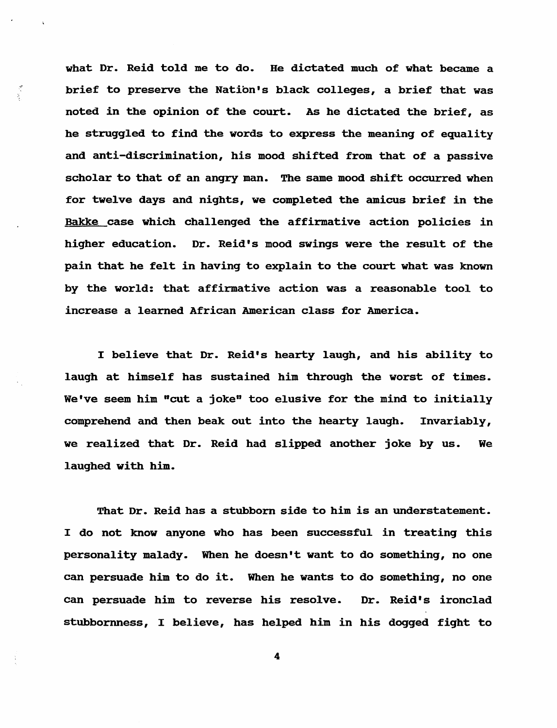what Dr. Reid told me to do. He dictated much of what became a brief to preserve the Nation's black colleges, a brief that was noted in the opinion of the court. As he dictated the brief, as he struggled to find the words to express the meaning of equality and anti-discrimination, his mood shifted from that of a passive scholar to that of an angry man. The same mood shift occurred when for twelve days and nights, we completed the amicus brief in the Bakke case which challenged the affirmative action policies in higher education. Dr. Reid's mood swings were the result of the pain that he felt in having to explain to the court what was known by the world: that affirmative action was a reasonable tool to increase a learned African American class for America.

I believe that Dr. Reid's hearty laugh, and his ability to laugh at himself has sustained him through the worst of times. We've seem him "cut a joke" too elusive for the mind to initially comprehend and then beak out into the hearty laugh. Invariably, we realized that Dr. Reid had slipped another joke by us. We laughed with him.

That Dr. Reid has a stubborn side to him is an understatement. I do not know anyone who has been successful in treating this personality malady. When he doesn't want to do something, no one can persuade him to do it. When he wants to do something, no one can persuade him to reverse his resolve. Dr. Reid's ironclad stubbornness, I believe, has helped him in his dogged fight to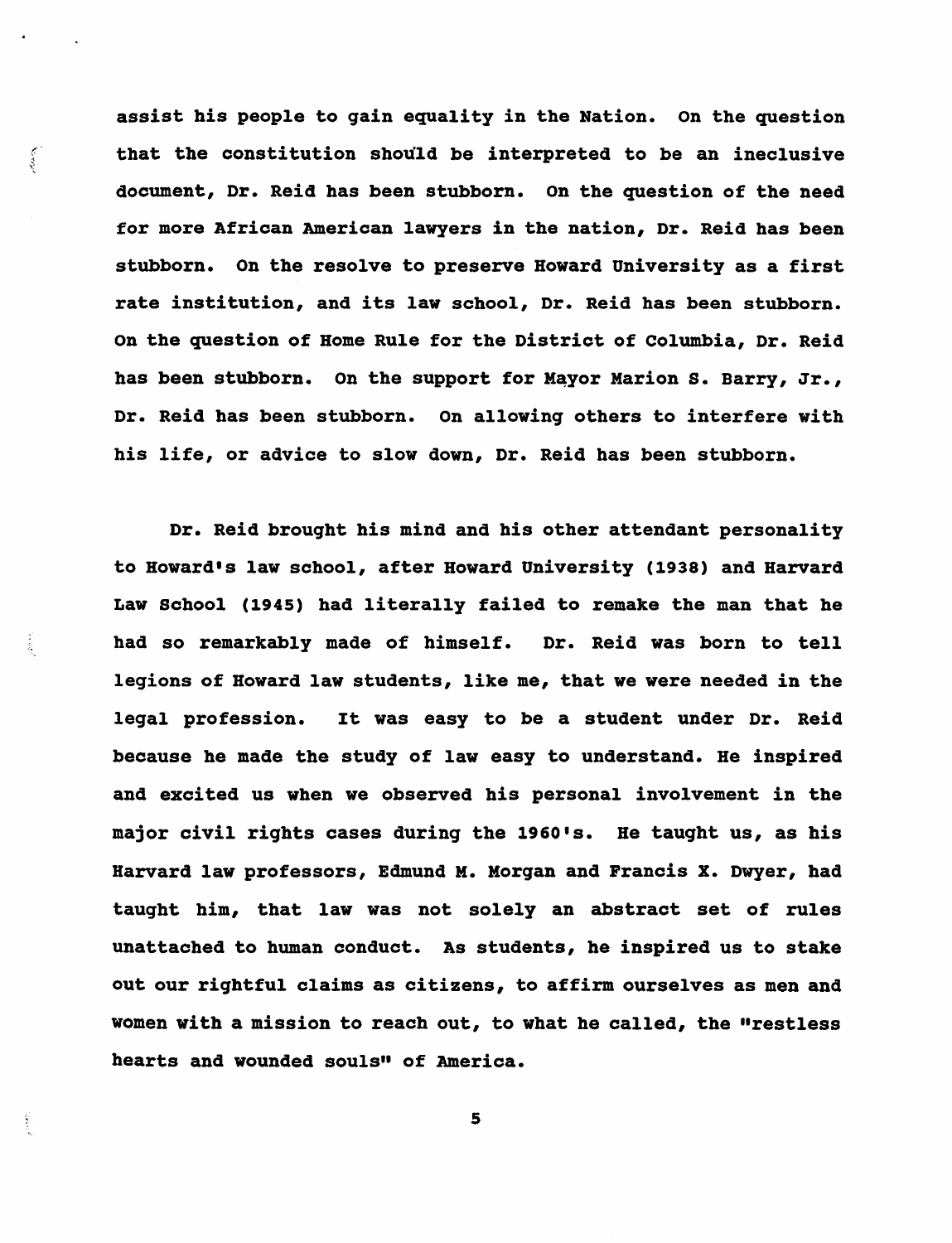assist his people to gain equality in the Nation. On the question that the constitution should be interpreted to be an ineclusive document, Dr. Reid has been stubborn. On the question of the need for more African American lawyers in the nation, Dr. Reid has been stubborn. On the resolve to preserve Howard University as a first rate institution, and its law school, Dr. Reid has been stubborn. On the question of Home Rule for the District of Columbia, Dr. Reid has been stubborn. On the support for Mayor Marion S. Barry, Jr., Dr. Reid has been stubborn. On allowing others to interfere with his life, or advice to slow down, Dr. Reid has been stubborn.

Dr. Reid brought his mind and his other attendant personality to Howard's law school, after Howard University (1938) and Harvard Law School (1945) had literally failed to remake the man that he had so remarkably made of himself. Dr. Reid was born to tell legions of Howard law students, like me, that we were needed in the legal profession. It was easy to be a student under Dr. Reid because he made the study of law easy to understand. He inspired and excited us when we observed his personal involvement in the major civil rights cases during the 1960's. He taught us, as his Harvard law professors, Edmund M. Morgan and Francis X. Dwyer, had taught him, that law was not solely an abstract set of rules unattached to human conduct. As students, he inspired us to stake out our rightful claims as citizens, to affirm ourselves as men and women with a mission to reach out, to what he called, the "restless hearts and wounded souls" of America.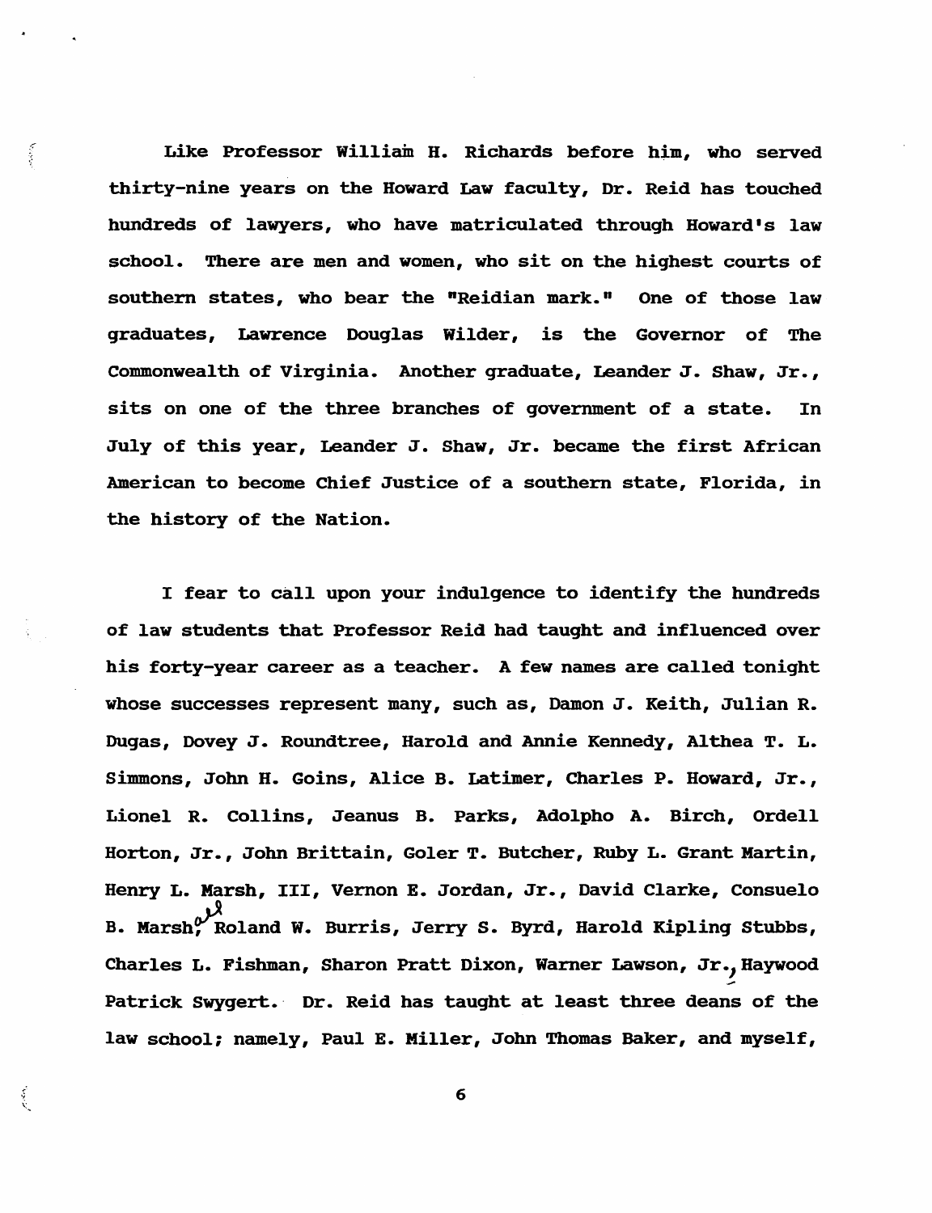Like Professor William H. Richards before him, who served thirty-nine years on the Howard Law faculty, Dr. Reid has touched hundreds of lawyers, who have matriculated through Howard's law school. There are men and women, who sit on the highest courts of southern states, who bear the "Reidian mark." One of those law graduates, Lawrence Douglas Wilder, is the Governor of The Commonwealth of Virginia. Another graduate, Leander J. Shaw, Jr., sits on one of the three branches of government of a state. In July of this year, Leander J. Shaw, Jr. became the first African American to become Chief Justice of a southern state, Florida, in the history of the Nation.

I fear to call upon your indulgence to identify the hundreds of law students that Professor Reid had taught and influenced over his forty-year career as a teacher. A few names are called tonight whose successes represent many, such as, Damon J. Keith, Julian R. Dugas, Dovey J. Roundtree, Harold and Annie Kennedy, Althea T. L. Simmons, John H. Goins, Alice B. Latimer, Charles P. Howard, Jr., Lionel R. Collins, Jeanus B. Parks, Adolpho A. Birch, Ordell Horton, Jr., John Brittain, Goler T. Butcher, Ruby L. Grant Martin, Henry L. Marsh, III, Vernon E. Jordan, Jr., David Clarke, Consuelo B. Marshall, Roland W. Burris, Jerry S. Byrd, Harold Kipling Stubbs, Charles L. Fishman, Sharon Pratt Dixon, Warner Lawson, Jr., Haywood Patrick Swygert. Dr. Reid has taught at least three deans of the law school; namely, Paul E. Miller, John Thomas Baker, and myself,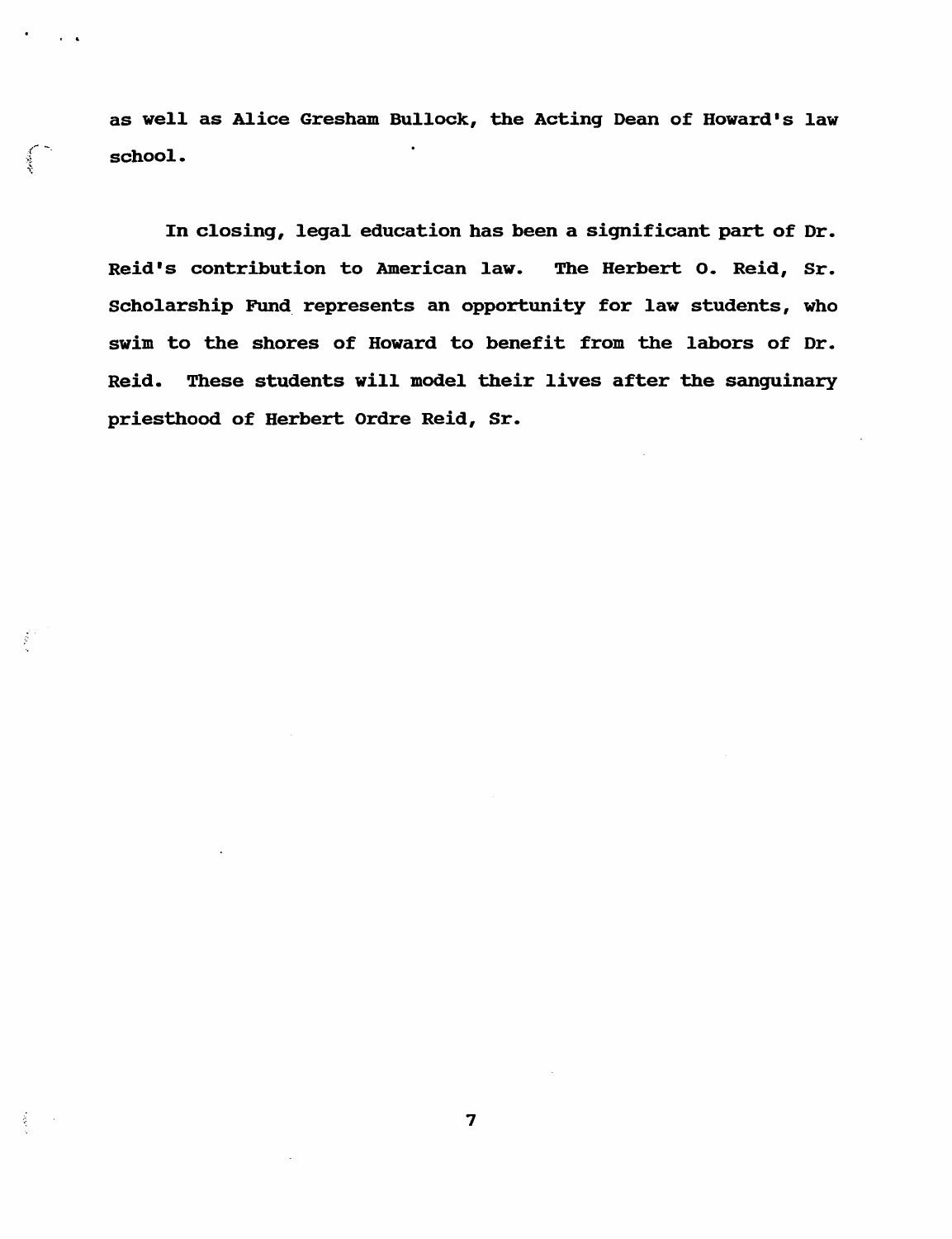as well as Alice Gresham Bullock, the Acting Dean of Howard's law school.

In closing, legal education has been a significant part of Dr. Reid's contribution to American law. The Herbert O. Reid, Sr. Scholarship Fund represents an opportunity for law students, who swim to the shores of Howard to benefit from the labors of Dr. Reid. These students will model their lives after the sanguinary priesthood of Herbert Ordre Reid, Sr.